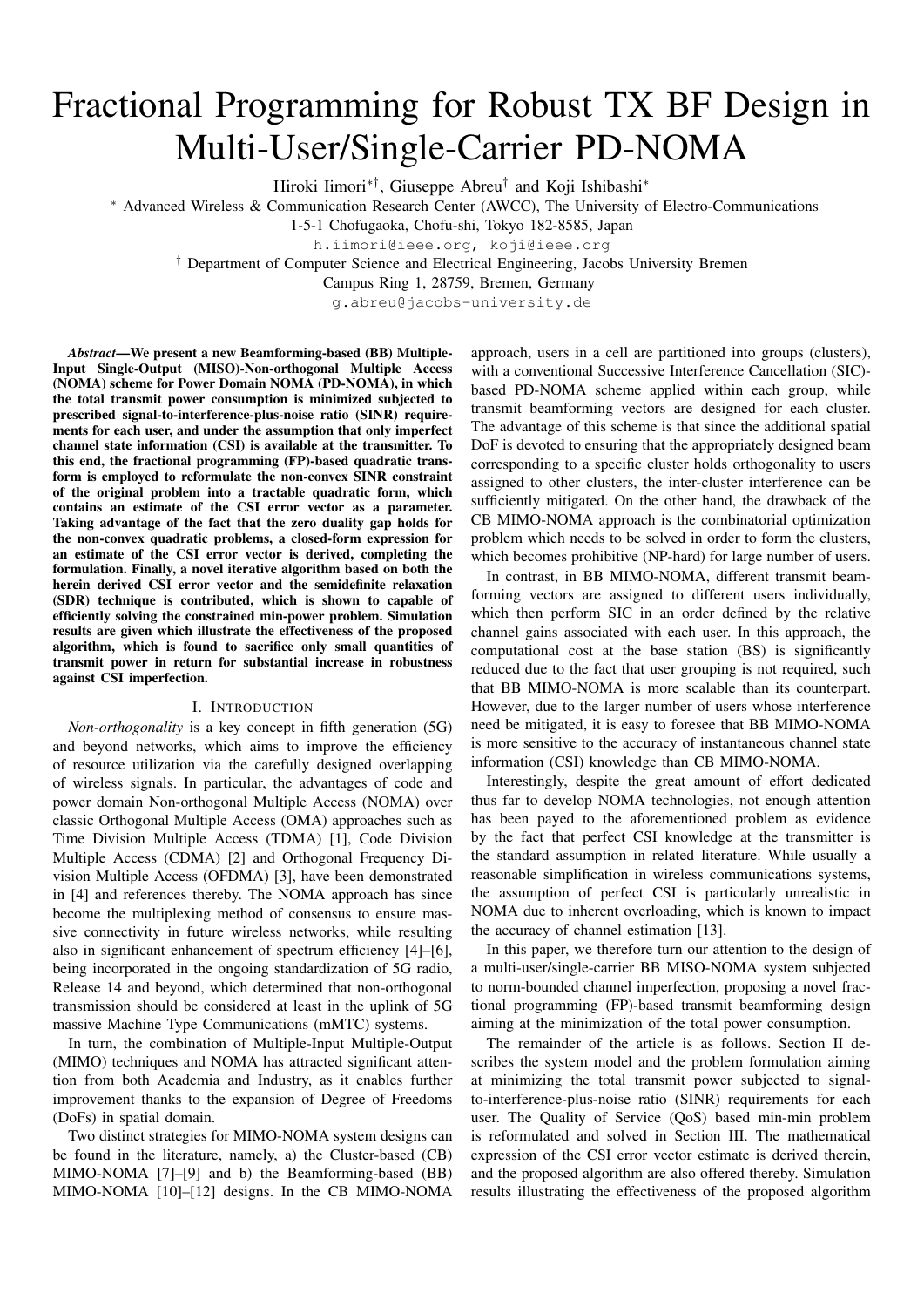# Fractional Programming for Robust TX BF Design in Multi-User/Single-Carrier PD-NOMA

Hiroki Iimori[*,†], Giuseppe Abreu[†] and Koji Ishibashi[*]

[*] Advanced Wireless & Communication Research Center (AWCC), The University of Electro-Communications
1-5-1 Chofugaoka, Chofu-shi, Tokyo 182-8585, Japan
h.iimori@ieee.org, koji@ieee.org

[†] Department of Computer Science and Electrical Engineering, Jacobs University Bremen
Campus Ring 1, 28759, Bremen, Germany
g.abreu@jacobs-university.de

***Abstract*—We present a new Beamforming-based (BB) Multiple-Input Single-Output (MISO)-Non-orthogonal Multiple Access (NOMA) scheme for Power Domain NOMA (PD-NOMA), in which the total transmit power consumption is minimized subjected to prescribed signal-to-interference-plus-noise ratio (SINR) requirements for each user, and under the assumption that only imperfect channel state information (CSI) is available at the transmitter. To this end, the fractional programming (FP)-based quadratic transform is employed to reformulate the non-convex SINR constraint of the original problem into a tractable quadratic form, which contains an estimate of the CSI error vector as a parameter. Taking advantage of the fact that the zero duality gap holds for the non-convex quadratic problems, a closed-form expression for an estimate of the CSI error vector is derived, completing the formulation. Finally, a novel iterative algorithm based on both the herein derived CSI error vector and the semidefinite relaxation (SDR) technique is contributed, which is shown to capable of efficiently solving the constrained min-power problem. Simulation results are given which illustrate the effectiveness of the proposed algorithm, which is found to sacrifice only small quantities of transmit power in return for substantial increase in robustness against CSI imperfection.**

## I. Introduction

*Non-orthogonality* is a key concept in fifth generation (5G) and beyond networks, which aims to improve the efficiency of resource utilization via the carefully designed overlapping of wireless signals. In particular, the advantages of code and power domain Non-orthogonal Multiple Access (NOMA) over classic Orthogonal Multiple Access (OMA) approaches such as Time Division Multiple Access (TDMA) [1], Code Division Multiple Access (CDMA) [2] and Orthogonal Frequency Division Multiple Access (OFDMA) [3], have been demonstrated in [4] and references thereby. The NOMA approach has since become the multiplexing method of consensus to ensure massive connectivity in future wireless networks, while resulting also in significant enhancement of spectrum efficiency [4]–[6], being incorporated in the ongoing standardization of 5G radio, Release 14 and beyond, which determined that non-orthogonal transmission should be considered at least in the uplink of 5G massive Machine Type Communications (mMTC) systems.

In turn, the combination of Multiple-Input Multiple-Output (MIMO) techniques and NOMA has attracted significant attention from both Academia and Industry, as it enables further improvement thanks to the expansion of Degree of Freedoms (DoFs) in spatial domain.

Two distinct strategies for MIMO-NOMA system designs can be found in the literature, namely, a) the Cluster-based (CB) MIMO-NOMA [7]–[9] and b) the Beamforming-based (BB) MIMO-NOMA [10]–[12] designs. In the CB MIMO-NOMA approach, users in a cell are partitioned into groups (clusters), with a conventional Successive Interference Cancellation (SIC)-based PD-NOMA scheme applied within each group, while transmit beamforming vectors are designed for each cluster. The advantage of this scheme is that since the additional spatial DoF is devoted to ensuring that the appropriately designed beam corresponding to a specific cluster holds orthogonality to users assigned to other clusters, the inter-cluster interference can be sufficiently mitigated. On the other hand, the drawback of the CB MIMO-NOMA approach is the combinatorial optimization problem which needs to be solved in order to form the clusters, which becomes prohibitive (NP-hard) for large number of users.

In contrast, in BB MIMO-NOMA, different transmit beamforming vectors are assigned to different users individually, which then perform SIC in an order defined by the relative channel gains associated with each user. In this approach, the computational cost at the base station (BS) is significantly reduced due to the fact that user grouping is not required, such that BB MIMO-NOMA is more scalable than its counterpart. However, due to the larger number of users whose interference need be mitigated, it is easy to foresee that BB MIMO-NOMA is more sensitive to the accuracy of instantaneous channel state information (CSI) knowledge than CB MIMO-NOMA.

Interestingly, despite the great amount of effort dedicated thus far to develop NOMA technologies, not enough attention has been payed to the aforementioned problem as evidence by the fact that perfect CSI knowledge at the transmitter is the standard assumption in related literature. While usually a reasonable simplification in wireless communications systems, the assumption of perfect CSI is particularly unrealistic in NOMA due to inherent overloading, which is known to impact the accuracy of channel estimation [13].

In this paper, we therefore turn our attention to the design of a multi-user/single-carrier BB MISO-NOMA system subjected to norm-bounded channel imperfection, proposing a novel fractional programming (FP)-based transmit beamforming design aiming at the minimization of the total power consumption.

The remainder of the article is as follows. Section II describes the system model and the problem formulation aiming at minimizing the total transmit power subjected to signal-to-interference-plus-noise ratio (SINR) requirements for each user. The Quality of Service (QoS) based min-min problem is reformulated and solved in Section III. The mathematical expression of the CSI error vector estimate is derived therein, and the proposed algorithm are also offered thereby. Simulation results illustrating the effectiveness of the proposed algorithm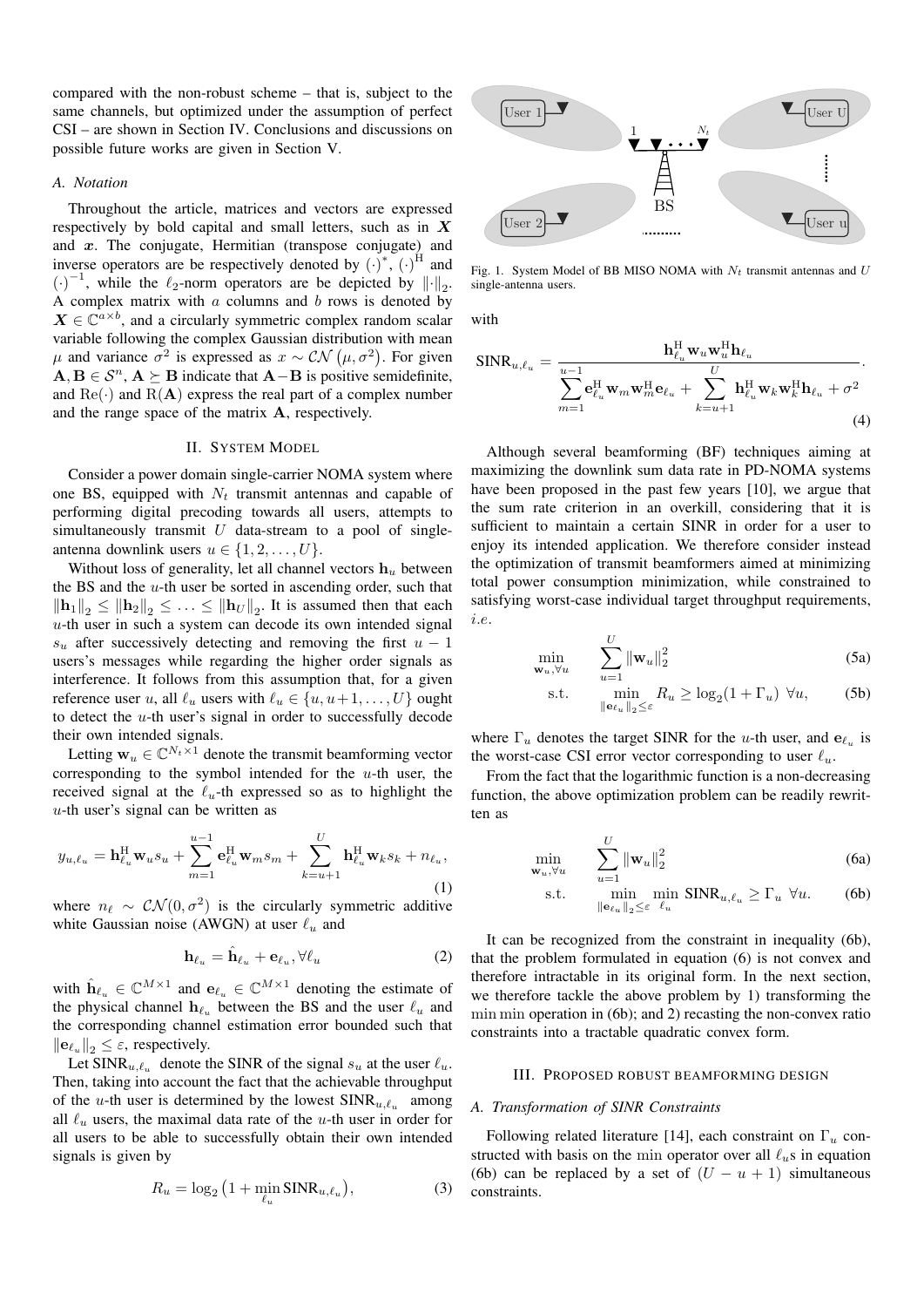compared with the non-robust scheme – that is, subject to the same channels, but optimized under the assumption of perfect CSI – are shown in Section IV. Conclusions and discussions on possible future works are given in Section V.

### A. Notation

Throughout the article, matrices and vectors are expressed respectively by bold capital and small letters, such as in $\boldsymbol{X}$ and $\boldsymbol{x}$. The conjugate, Hermitian (transpose conjugate) and inverse operators are be respectively denoted by $(\cdot)^*$, $(\cdot)^{\mathrm{H}}$ and $(\cdot)^{-1}$, while the $\ell_2$-norm operators are be depicted by $\|\cdot\|_2$. A complex matrix with $a$ columns and $b$ rows is denoted by $\boldsymbol{X} \in \mathbb{C}^{a\times b}$, and a circularly symmetric complex random scalar variable following the complex Gaussian distribution with mean $\mu$ and variance $\sigma^2$ is expressed as $x \sim \mathcal{CN}(\mu, \sigma^2)$. For given $\mathbf{A}, \mathbf{B} \in \mathcal{S}^n$, $\mathbf{A} \succeq \mathbf{B}$ indicate that $\mathbf{A}-\mathbf{B}$ is positive semidefinite, and $\mathrm{Re}(\cdot)$ and $\mathrm{R}(\mathbf{A})$ express the real part of a complex number and the range space of the matrix $\mathbf{A}$, respectively.

## II. System Model

Consider a power domain single-carrier NOMA system where one BS, equipped with $N_t$ transmit antennas and capable of performing digital precoding towards all users, attempts to simultaneously transmit $U$ data-stream to a pool of single-antenna downlink users $u \in \{1, 2, \ldots, U\}$.

Without loss of generality, let all channel vectors $\mathbf{h}_u$ between the BS and the $u$-th user be sorted in ascending order, such that $\|\mathbf{h}_1\|_2 \leq \|\mathbf{h}_2\|_2 \leq \ldots \leq \|\mathbf{h}_U\|_2$. It is assumed then that each $u$-th user in such a system can decode its own intended signal $s_u$ after successively detecting and removing the first $u-1$ users's messages while regarding the higher order signals as interference. It follows from this assumption that, for a given reference user $u$, all $\ell_u$ users with $\ell_u \in \{u, u+1, \ldots, U\}$ ought to detect the $u$-th user's signal in order to successfully decode their own intended signals.

Letting $\mathbf{w}_u \in \mathbb{C}^{N_t\times 1}$ denote the transmit beamforming vector corresponding to the symbol intended for the $u$-th user, the received signal at the $\ell_u$-th expressed so as to highlight the $u$-th user's signal can be written as

$$y_{u,\ell_u} = \mathbf{h}_{\ell_u}^{\mathrm{H}}\mathbf{w}_u s_u + \sum_{m=1}^{u-1}\mathbf{e}_{\ell_u}^{\mathrm{H}}\mathbf{w}_m s_m + \sum_{k=u+1}^{U}\mathbf{h}_{\ell_u}^{\mathrm{H}}\mathbf{w}_k s_k + n_{\ell_u}, \tag{1}$$

where $n_\ell \sim \mathcal{CN}(0, \sigma^2)$ is the circularly symmetric additive white Gaussian noise (AWGN) at user $\ell_u$ and

$$\mathbf{h}_{\ell_u} = \hat{\mathbf{h}}_{\ell_u} + \mathbf{e}_{\ell_u}, \forall \ell_u \tag{2}$$

with $\hat{\mathbf{h}}_{\ell_u} \in \mathbb{C}^{M\times 1}$ and $\mathbf{e}_{\ell_u} \in \mathbb{C}^{M\times 1}$ denoting the estimate of the physical channel $\mathbf{h}_{\ell_u}$ between the BS and the user $\ell_u$ and the corresponding channel estimation error bounded such that $\|\mathbf{e}_{\ell_u}\|_2 \leq \varepsilon$, respectively.

Let $\mathrm{SINR}_{u,\ell_u}$ denote the SINR of the signal $s_u$ at the user $\ell_u$. Then, taking into account the fact that the achievable throughput of the $u$-th user is determined by the lowest $\mathrm{SINR}_{u,\ell_u}$ among all $\ell_u$ users, the maximal data rate of the $u$-th user in order for all users to be able to successfully obtain their own intended signals is given by

$$R_u = \log_2\big(1 + \min_{\ell_u}\mathrm{SINR}_{u,\ell_u}\big), \tag{3}$$

Fig. 1. System Model of BB MISO NOMA with $N_t$ transmit antennas and $U$ single-antenna users.

with

$$\mathrm{SINR}_{u,\ell_u} = \frac{\mathbf{h}_{\ell_u}^{\mathrm{H}}\mathbf{w}_u\mathbf{w}_u^{\mathrm{H}}\mathbf{h}_{\ell_u}}{\displaystyle\sum_{m=1}^{u-1}\mathbf{e}_{\ell_u}^{\mathrm{H}}\mathbf{w}_m\mathbf{w}_m^{\mathrm{H}}\mathbf{e}_{\ell_u} + \sum_{k=u+1}^{U}\mathbf{h}_{\ell_u}^{\mathrm{H}}\mathbf{w}_k\mathbf{w}_k^{\mathrm{H}}\mathbf{h}_{\ell_u} + \sigma^2}. \tag{4}$$

Although several beamforming (BF) techniques aiming at maximizing the downlink sum data rate in PD-NOMA systems have been proposed in the past few years [10], we argue that the sum rate criterion in an overkill, considering that it is sufficient to maintain a certain SINR in order for a user to enjoy its intended application. We therefore consider instead the optimization of transmit beamformers aimed at minimizing total power consumption minimization, while constrained to satisfying worst-case individual target throughput requirements, *i.e.*

$$\min_{\mathbf{w}_u,\forall u} \quad \sum_{u=1}^{U}\|\mathbf{w}_u\|_2^2 \tag{5a}$$

$$\text{s.t.} \quad \min_{\|\mathbf{e}_{\ell_u}\|_2\leq\varepsilon} R_u \geq \log_2(1+\Gamma_u)\ \forall u, \tag{5b}$$

where $\Gamma_u$ denotes the target SINR for the $u$-th user, and $\mathbf{e}_{\ell_u}$ is the worst-case CSI error vector corresponding to user $\ell_u$.

From the fact that the logarithmic function is a non-decreasing function, the above optimization problem can be readily rewritten as

$$\min_{\mathbf{w}_u,\forall u} \quad \sum_{u=1}^{U}\|\mathbf{w}_u\|_2^2 \tag{6a}$$

$$\text{s.t.} \quad \min_{\|\mathbf{e}_{\ell_u}\|_2\leq\varepsilon}\ \min_{\ell_u}\ \mathrm{SINR}_{u,\ell_u} \geq \Gamma_u\ \forall u. \tag{6b}$$

It can be recognized from the constraint in inequality (6b), that the problem formulated in equation (6) is not convex and therefore intractable in its original form. In the next section, we therefore tackle the above problem by 1) transforming the min min operation in (6b); and 2) recasting the non-convex ratio constraints into a tractable quadratic convex form.

## III. Proposed robust beamforming design

### A. Transformation of SINR Constraints

Following related literature [14], each constraint on $\Gamma_u$ constructed with basis on the min operator over all $\ell_u$s in equation (6b) can be replaced by a set of $(U-u+1)$ simultaneous constraints.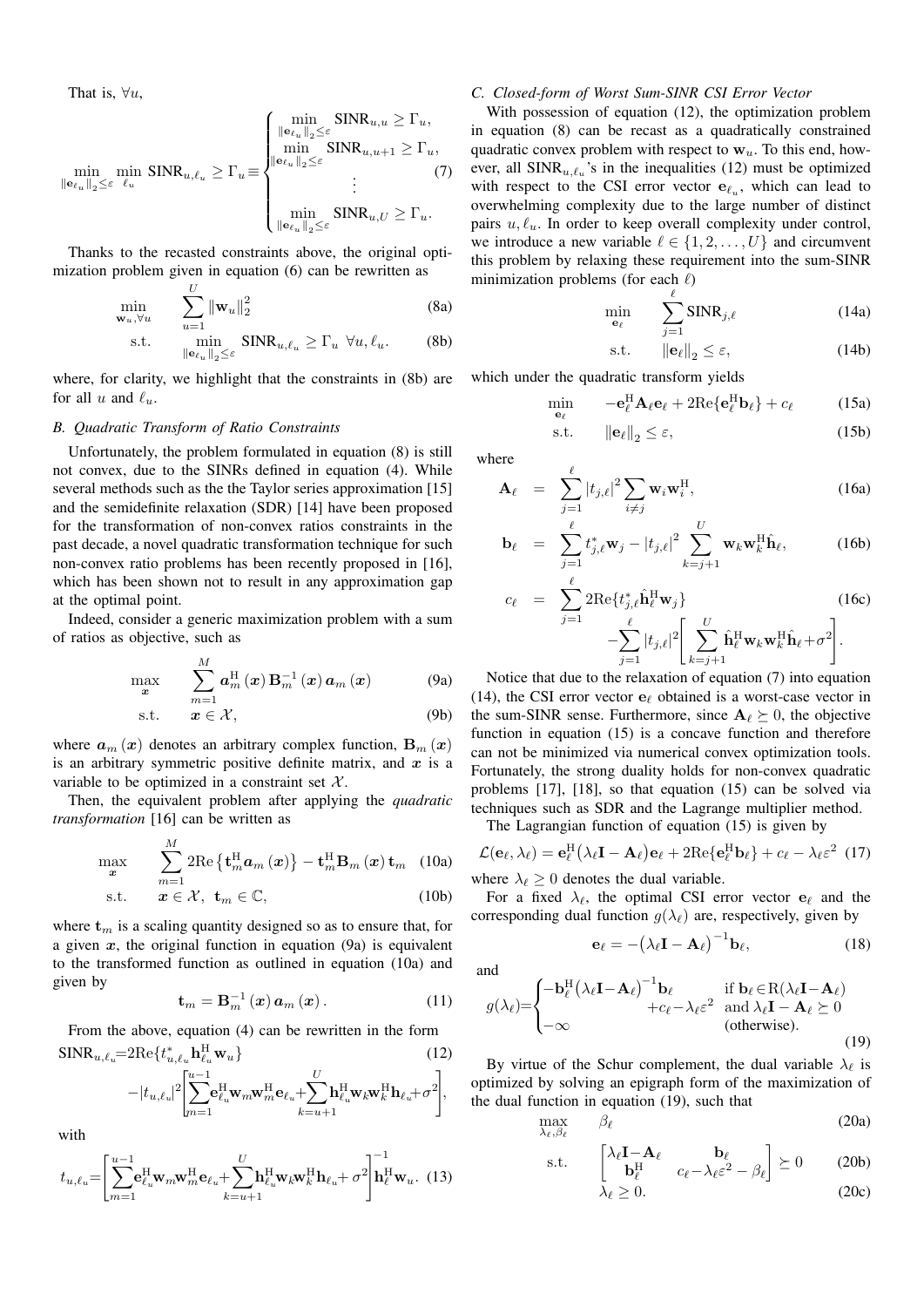That is, $\forall u$,

$$\min_{\|\mathbf{e}_{\ell_u}\|_2\leq\varepsilon}\min_{\ell_u}\ \mathrm{SINR}_{u,\ell_u}\geq\Gamma_u\equiv\begin{cases}\min\limits_{\|\mathbf{e}_{\ell_u}\|_2\leq\varepsilon}\mathrm{SINR}_{u,u}\geq\Gamma_u,\\ \min\limits_{\|\mathbf{e}_{\ell_u}\|_2\leq\varepsilon}\mathrm{SINR}_{u,u+1}\geq\Gamma_u,\\ \qquad\vdots\\ \min\limits_{\|\mathbf{e}_{\ell_u}\|_2\leq\varepsilon}\mathrm{SINR}_{u,U}\geq\Gamma_u.\end{cases}\tag{7}$$

Thanks to the recasted constraints above, the original optimization problem given in equation (6) can be rewritten as

$$\min_{\mathbf{w}_u,\forall u}\quad \sum_{u=1}^{U}\|\mathbf{w}_u\|_2^2 \tag{8a}$$

$$\text{s.t.}\quad \min_{\|\mathbf{e}_{\ell_u}\|_2\leq\varepsilon}\mathrm{SINR}_{u,\ell_u}\geq\Gamma_u\ \ \forall u,\ell_u. \tag{8b}$$

where, for clarity, we highlight that the constraints in (8b) are for all $u$ and $\ell_u$.

### B. Quadratic Transform of Ratio Constraints

Unfortunately, the problem formulated in equation (8) is still not convex, due to the SINRs defined in equation (4). While several methods such as the the Taylor series approximation [15] and the semidefinite relaxation (SDR) [14] have been proposed for the transformation of non-convex ratios constraints in the past decade, a novel quadratic transformation technique for such non-convex ratio problems has been recently proposed in [16], which has been shown not to result in any approximation gap at the optimal point.

Indeed, consider a generic maximization problem with a sum of ratios as objective, such as

$$\max_{\boldsymbol{x}}\quad \sum_{m=1}^{M}\boldsymbol{a}_m^{\mathrm{H}}(\boldsymbol{x})\,\mathbf{B}_m^{-1}(\boldsymbol{x})\,\boldsymbol{a}_m(\boldsymbol{x}) \tag{9a}$$

$$\text{s.t.}\quad \boldsymbol{x}\in\mathcal{X}, \tag{9b}$$

where $\boldsymbol{a}_m(\boldsymbol{x})$ denotes an arbitrary complex function, $\mathbf{B}_m(\boldsymbol{x})$ is an arbitrary symmetric positive definite matrix, and $\boldsymbol{x}$ is a variable to be optimized in a constraint set $\mathcal{X}$.

Then, the equivalent problem after applying the *quadratic transformation* [16] can be written as

$$\max_{\boldsymbol{x}}\quad \sum_{m=1}^{M}2\mathrm{Re}\left\{\mathbf{t}_m^{\mathrm{H}}\boldsymbol{a}_m(\boldsymbol{x})\right\}-\mathbf{t}_m^{\mathrm{H}}\mathbf{B}_m(\boldsymbol{x})\,\mathbf{t}_m \tag{10a}$$

$$\text{s.t.}\quad \boldsymbol{x}\in\mathcal{X},\ \ \mathbf{t}_m\in\mathbb{C}, \tag{10b}$$

where $\mathbf{t}_m$ is a scaling quantity designed so as to ensure that, for a given $\boldsymbol{x}$, the original function in equation (9a) is equivalent to the transformed function as outlined in equation (10a) and given by

$$\mathbf{t}_m=\mathbf{B}_m^{-1}(\boldsymbol{x})\,\boldsymbol{a}_m(\boldsymbol{x}). \tag{11}$$

From the above, equation (4) can be rewritten in the form

$$\mathrm{SINR}_{u,\ell_u}=2\mathrm{Re}\{t_{u,\ell_u}^{*}\mathbf{h}_{\ell_u}^{\mathrm{H}}\mathbf{w}_u\} -|t_{u,\ell_u}|^2\left[\sum_{m=1}^{u-1}\mathbf{e}_{\ell_u}^{\mathrm{H}}\mathbf{w}_m\mathbf{w}_m^{\mathrm{H}}\mathbf{e}_{\ell_u}+\sum_{k=u+1}^{U}\mathbf{h}_{\ell_u}^{\mathrm{H}}\mathbf{w}_k\mathbf{w}_k^{\mathrm{H}}\mathbf{h}_{\ell_u}+\sigma^2\right], \tag{12}$$

with

$$t_{u,\ell_u}=\left[\sum_{m=1}^{u-1}\mathbf{e}_{\ell_u}^{\mathrm{H}}\mathbf{w}_m\mathbf{w}_m^{\mathrm{H}}\mathbf{e}_{\ell_u}+\sum_{k=u+1}^{U}\mathbf{h}_{\ell_u}^{\mathrm{H}}\mathbf{w}_k\mathbf{w}_k^{\mathrm{H}}\mathbf{h}_{\ell_u}+\sigma^2\right]^{-1}\mathbf{h}_{\ell}^{\mathrm{H}}\mathbf{w}_u. \tag{13}$$

### C. Closed-form of Worst Sum-SINR CSI Error Vector

With possession of equation (12), the optimization problem in equation (8) can be recast as a quadratically constrained quadratic convex problem with respect to $\mathbf{w}_u$. To this end, however, all $\mathrm{SINR}_{u,\ell_u}$'s in the inequalities (12) must be optimized with respect to the CSI error vector $\mathbf{e}_{\ell_u}$, which can lead to overwhelming complexity due to the large number of distinct pairs $u,\ell_u$. In order to keep overall complexity under control, we introduce a new variable $\ell\in\{1,2,\ldots,U\}$ and circumvent this problem by relaxing these requirement into the sum-SINR minimization problems (for each $\ell$)

$$\min_{\mathbf{e}_\ell}\quad \sum_{j=1}^{\ell}\mathrm{SINR}_{j,\ell} \tag{14a}$$

$$\text{s.t.}\quad \|\mathbf{e}_\ell\|_2\leq\varepsilon, \tag{14b}$$

which under the quadratic transform yields

$$\min_{\mathbf{e}_\ell}\quad -\mathbf{e}_\ell^{\mathrm{H}}\mathbf{A}_\ell\mathbf{e}_\ell+2\mathrm{Re}\{\mathbf{e}_\ell^{\mathrm{H}}\mathbf{b}_\ell\}+c_\ell \tag{15a}$$

$$\text{s.t.}\quad \|\mathbf{e}_\ell\|_2\leq\varepsilon, \tag{15b}$$

where

$$\mathbf{A}_\ell=\sum_{j=1}^{\ell}|t_{j,\ell}|^2\sum_{i\neq j}\mathbf{w}_i\mathbf{w}_i^{\mathrm{H}}, \tag{16a}$$

$$\mathbf{b}_\ell=\sum_{j=1}^{\ell}t_{j,\ell}^{*}\mathbf{w}_j-|t_{j,\ell}|^2\sum_{k=j+1}^{U}\mathbf{w}_k\mathbf{w}_k^{\mathrm{H}}\hat{\mathbf{h}}_\ell, \tag{16b}$$

$$c_\ell=\sum_{j=1}^{\ell}2\mathrm{Re}\{t_{j,\ell}^{*}\hat{\mathbf{h}}_\ell^{\mathrm{H}}\mathbf{w}_j\} -\sum_{j=1}^{\ell}|t_{j,\ell}|^2\left[\sum_{k=j+1}^{U}\hat{\mathbf{h}}_\ell^{\mathrm{H}}\mathbf{w}_k\mathbf{w}_k^{\mathrm{H}}\hat{\mathbf{h}}_\ell+\sigma^2\right]. \tag{16c}$$

Notice that due to the relaxation of equation (7) into equation (14), the CSI error vector $\mathbf{e}_\ell$ obtained is a worst-case vector in the sum-SINR sense. Furthermore, since $\mathbf{A}_\ell\succeq 0$, the objective function in equation (15) is a concave function and therefore can not be minimized via numerical convex optimization tools. Fortunately, the strong duality holds for non-convex quadratic problems [17], [18], so that equation (15) can be solved via techniques such as SDR and the Lagrange multiplier method.

The Lagrangian function of equation (15) is given by

$$\mathcal{L}(\mathbf{e}_\ell,\lambda_\ell)=\mathbf{e}_\ell^{\mathrm{H}}\big(\lambda_\ell\mathbf{I}-\mathbf{A}_\ell\big)\mathbf{e}_\ell+2\mathrm{Re}\{\mathbf{e}_\ell^{\mathrm{H}}\mathbf{b}_\ell\}+c_\ell-\lambda_\ell\varepsilon^2 \tag{17}$$

where $\lambda_\ell\geq 0$ denotes the dual variable.

For a fixed $\lambda_\ell$, the optimal CSI error vector $\mathbf{e}_\ell$ and the corresponding dual function $g(\lambda_\ell)$ are, respectively, given by

$$\mathbf{e}_\ell=-\big(\lambda_\ell\mathbf{I}-\mathbf{A}_\ell\big)^{-1}\mathbf{b}_\ell, \tag{18}$$

and

$$g(\lambda_\ell)=\begin{cases}-\mathbf{b}_\ell^{\mathrm{H}}\big(\lambda_\ell\mathbf{I}-\mathbf{A}_\ell\big)^{-1}\mathbf{b}_\ell+c_\ell-\lambda_\ell\varepsilon^2 & \text{if }\mathbf{b}_\ell\in\mathrm{R}(\lambda_\ell\mathbf{I}-\mathbf{A}_\ell)\text{ and }\lambda_\ell\mathbf{I}-\mathbf{A}_\ell\succeq 0\\ -\infty & \text{(otherwise).}\end{cases} \tag{19}$$

By virtue of the Schur complement, the dual variable $\lambda_\ell$ is optimized by solving an epigraph form of the maximization of the dual function in equation (19), such that

$$\max_{\lambda_\ell,\beta_\ell}\quad \beta_\ell \tag{20a}$$

$$\text{s.t.}\quad \begin{bmatrix}\lambda_\ell\mathbf{I}-\mathbf{A}_\ell & \mathbf{b}_\ell\\ \mathbf{b}_\ell^{\mathrm{H}} & c_\ell-\lambda_\ell\varepsilon^2-\beta_\ell\end{bmatrix}\succeq 0 \tag{20b}$$

$$\lambda_\ell\geq 0. \tag{20c}$$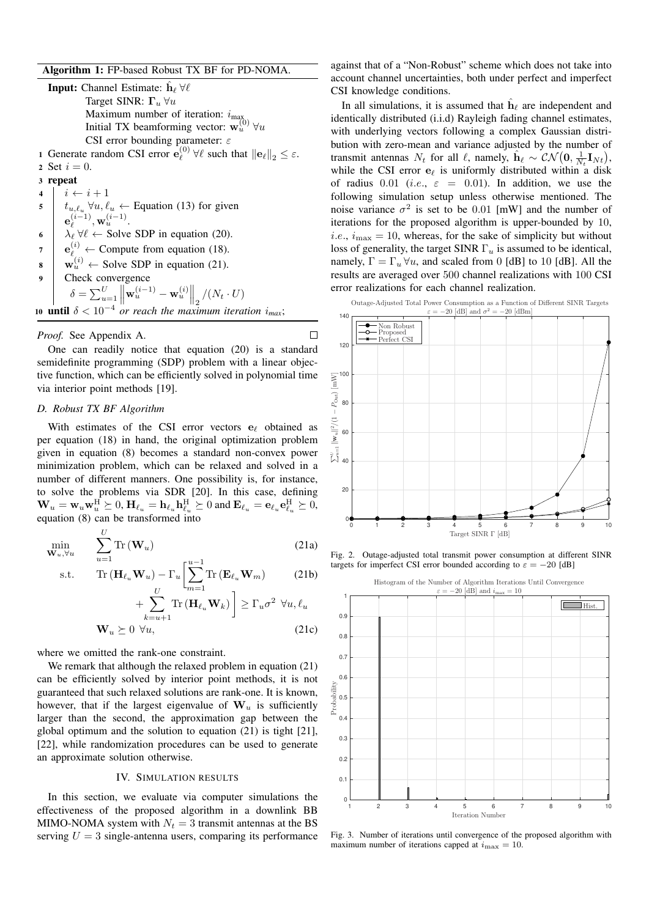**Algorithm 1:** FP-based Robust TX BF for PD-NOMA.

**Input:** Channel Estimate: $\hat{\mathbf{h}}_\ell \; \forall \ell$
Target SINR: $\boldsymbol{\Gamma}_u \; \forall u$
Maximum number of iteration: $i_{\max}$
Initial TX beamforming vector: $\mathbf{w}_u^{(0)} \; \forall u$
CSI error bounding parameter: $\varepsilon$

1. Generate random CSI error $\mathbf{e}_\ell^{(0)} \; \forall \ell$ such that $\|\mathbf{e}_\ell\|_2 \leq \varepsilon$.
2. Set $i = 0$.
3. **repeat**
4. $\quad i \leftarrow i + 1$
5. $\quad t_{u,\ell_u} \; \forall u, \ell_u \leftarrow$ Equation (13) for given $\mathbf{e}_\ell^{(i-1)}, \mathbf{w}_u^{(i-1)}$.
6. $\quad \lambda_\ell \; \forall \ell \leftarrow$ Solve SDP in equation (20).
7. $\quad \mathbf{e}_\ell^{(i)} \leftarrow$ Compute from equation (18).
8. $\quad \mathbf{w}_u^{(i)} \leftarrow$ Solve SDP in equation (21).
9. $\quad$ Check convergence $\delta = \sum_{u=1}^{U} \left\| \mathbf{w}_u^{(i-1)} - \mathbf{w}_u^{(i)} \right\|_2 / (N_t \cdot U)$
10. **until** $\delta < 10^{-4}$ *or reach the maximum iteration* $i_{max}$;

*Proof.* See Appendix A. □

One can readily notice that equation (20) is a standard semidefinite programming (SDP) problem with a linear objective function, which can be efficiently solved in polynomial time via interior point methods [19].

### D. Robust TX BF Algorithm

With estimates of the CSI error vectors $\mathbf{e}_\ell$ obtained as per equation (18) in hand, the original optimization problem given in equation (8) becomes a standard non-convex power minimization problem, which can be relaxed and solved in a number of different manners. One possibility is, for instance, to solve the problems via SDR [20]. In this case, defining $\mathbf{W}_u = \mathbf{w}_u \mathbf{w}_u^{\mathrm{H}} \succeq 0$, $\mathbf{H}_{\ell_u} = \mathbf{h}_{\ell_u} \mathbf{h}_{\ell_u}^{\mathrm{H}} \succeq 0$ and $\mathbf{E}_{\ell_u} = \mathbf{e}_{\ell_u} \mathbf{e}_{\ell_u}^{\mathrm{H}} \succeq 0$, equation (8) can be transformed into

$$\min_{\mathbf{W}_u, \forall u} \quad \sum_{u=1}^{U} \mathrm{Tr}\left(\mathbf{W}_u\right) \tag{21a}$$

$$\text{s.t.} \quad \mathrm{Tr}\left(\mathbf{H}_{\ell_u} \mathbf{W}_u\right) - \Gamma_u \left[ \sum_{m=1}^{u-1} \mathrm{Tr}\left(\mathbf{E}_{\ell_u} \mathbf{W}_m\right) + \sum_{k=u+1}^{U} \mathrm{Tr}\left(\mathbf{H}_{\ell_u} \mathbf{W}_k\right) \right] \geq \Gamma_u \sigma^2 \;\; \forall u, \ell_u \tag{21b}$$

$$\mathbf{W}_u \succeq 0 \;\; \forall u, \tag{21c}$$

where we omitted the rank-one constraint.

We remark that although the relaxed problem in equation (21) can be efficiently solved by interior point methods, it is not guaranteed that such relaxed solutions are rank-one. It is known, however, that if the largest eigenvalue of $\mathbf{W}_u$ is sufficiently larger than the second, the approximation gap between the global optimum and the solution to equation (21) is tight [21], [22], while randomization procedures can be used to generate an approximate solution otherwise.

## IV. Simulation Results

In this section, we evaluate via computer simulations the effectiveness of the proposed algorithm in a downlink BB MIMO-NOMA system with $N_t = 3$ transmit antennas at the BS serving $U = 3$ single-antenna users, comparing its performance against that of a "Non-Robust" scheme which does not take into account channel uncertainties, both under perfect and imperfect CSI knowledge conditions.

In all simulations, it is assumed that $\hat{\mathbf{h}}_\ell$ are independent and identically distributed (i.i.d) Rayleigh fading channel estimates, with underlying vectors following a complex Gaussian distribution with zero-mean and variance adjusted by the number of transmit antennas $N_t$ for all $\ell$, namely, $\hat{\mathbf{h}}_\ell \sim \mathcal{CN}\big(\mathbf{0}, \frac{1}{N_t}\mathbf{I}_{Nt}\big)$, while the CSI error $\mathbf{e}_\ell$ is uniformly distributed within a disk of radius $0.01$ (*i.e.*, $\varepsilon = 0.01$). In addition, we use the following simulation setup unless otherwise mentioned. The noise variance $\sigma^2$ is set to be $0.01$ [mW] and the number of iterations for the proposed algorithm is upper-bounded by $10$, *i.e.*, $i_{\max} = 10$, whereas, for the sake of simplicity but without loss of generality, the target SINR $\Gamma_u$ is assumed to be identical, namely, $\Gamma = \Gamma_u \; \forall u$, and scaled from $0$ [dB] to $10$ [dB]. All the results are averaged over $500$ channel realizations with $100$ CSI error realizations for each channel realization.

Fig. 2. Outage-adjusted total transmit power consumption at different SINR targets for imperfect CSI error bounded according to $\varepsilon = -20$ [dB]

Fig. 3. Number of iterations until convergence of the proposed algorithm with maximum number of iterations capped at $i_{\max} = 10$.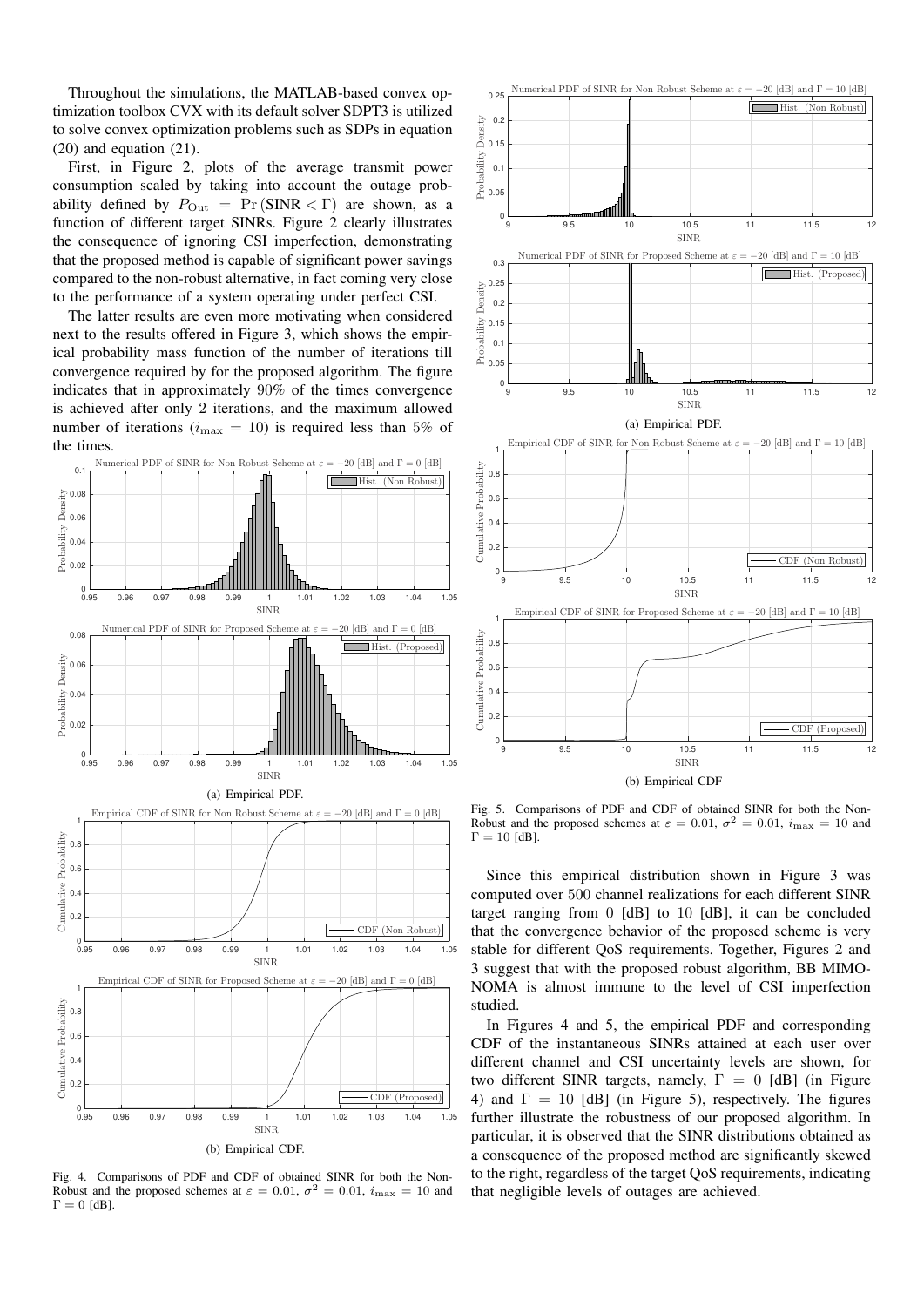Throughout the simulations, the MATLAB-based convex optimization toolbox CVX with its default solver SDPT3 is utilized to solve convex optimization problems such as SDPs in equation (20) and equation (21).

First, in Figure 2, plots of the average transmit power consumption scaled by taking into account the outage probability defined by $P_{\text{Out}} = \Pr(\text{SINR} < \Gamma)$ are shown, as a function of different target SINRs. Figure 2 clearly illustrates the consequence of ignoring CSI imperfection, demonstrating that the proposed method is capable of significant power savings compared to the non-robust alternative, in fact coming very close to the performance of a system operating under perfect CSI.

The latter results are even more motivating when considered next to the results offered in Figure 3, which shows the empirical probability mass function of the number of iterations till convergence required by for the proposed algorithm. The figure indicates that in approximately 90% of the times convergence is achieved after only 2 iterations, and the maximum allowed number of iterations ($i_{\max} = 10$) is required less than 5% of the times.

(a) Empirical PDF.

(b) Empirical CDF.

Fig. 4. Comparisons of PDF and CDF of obtained SINR for both the Non-Robust and the proposed schemes at $\varepsilon = 0.01$, $\sigma^2 = 0.01$, $i_{\max} = 10$ and $\Gamma = 0$ [dB].

(a) Empirical PDF.

(b) Empirical CDF

Fig. 5. Comparisons of PDF and CDF of obtained SINR for both the Non-Robust and the proposed schemes at $\varepsilon = 0.01$, $\sigma^2 = 0.01$, $i_{\max} = 10$ and $\Gamma = 10$ [dB].

Since this empirical distribution shown in Figure 3 was computed over 500 channel realizations for each different SINR target ranging from 0 [dB] to 10 [dB], it can be concluded that the convergence behavior of the proposed scheme is very stable for different QoS requirements. Together, Figures 2 and 3 suggest that with the proposed robust algorithm, BB MIMO-NOMA is almost immune to the level of CSI imperfection studied.

In Figures 4 and 5, the empirical PDF and corresponding CDF of the instantaneous SINRs attained at each user over different channel and CSI uncertainty levels are shown, for two different SINR targets, namely, $\Gamma = 0$ [dB] (in Figure 4) and $\Gamma = 10$ [dB] (in Figure 5), respectively. The figures further illustrate the robustness of our proposed algorithm. In particular, it is observed that the SINR distributions obtained as a consequence of the proposed method are significantly skewed to the right, regardless of the target QoS requirements, indicating that negligible levels of outages are achieved.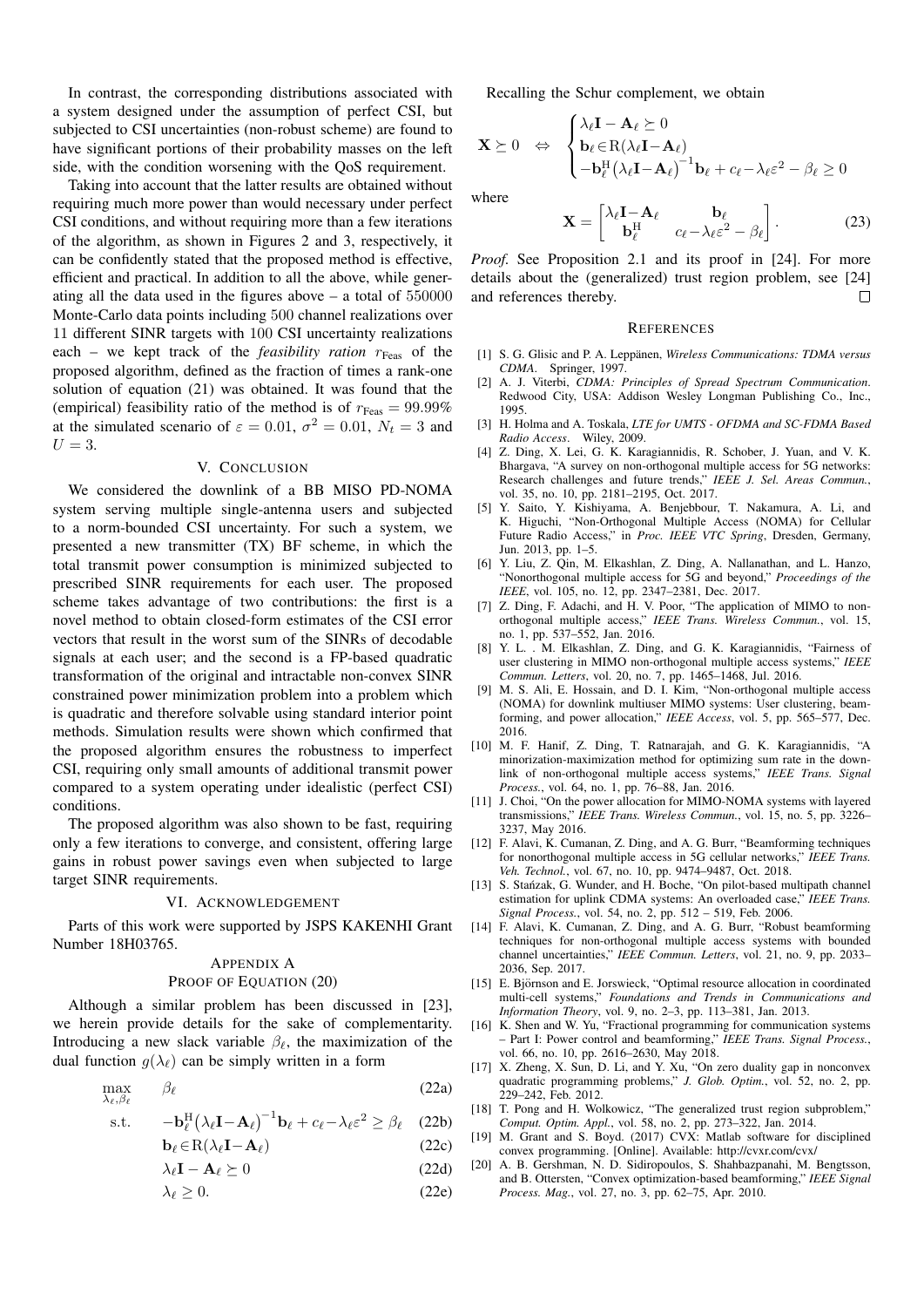In contrast, the corresponding distributions associated with a system designed under the assumption of perfect CSI, but subjected to CSI uncertainties (non-robust scheme) are found to have significant portions of their probability masses on the left side, with the condition worsening with the QoS requirement.

Taking into account that the latter results are obtained without requiring much more power than would necessary under perfect CSI conditions, and without requiring more than a few iterations of the algorithm, as shown in Figures 2 and 3, respectively, it can be confidently stated that the proposed method is effective, efficient and practical. In addition to all the above, while generating all the data used in the figures above – a total of $550000$ Monte-Carlo data points including $500$ channel realizations over $11$ different SINR targets with $100$ CSI uncertainty realizations each – we kept track of the *feasibility ration* $r_{\text{Feas}}$ of the proposed algorithm, defined as the fraction of times a rank-one solution of equation (21) was obtained. It was found that the (empirical) feasibility ratio of the method is of $r_{\text{Feas}} = 99.99\%$ at the simulated scenario of $\varepsilon = 0.01$, $\sigma^2 = 0.01$, $N_t = 3$ and $U = 3$.

## V. Conclusion

We considered the downlink of a BB MISO PD-NOMA system serving multiple single-antenna users and subjected to a norm-bounded CSI uncertainty. For such a system, we presented a new transmitter (TX) BF scheme, in which the total transmit power consumption is minimized subjected to prescribed SINR requirements for each user. The proposed scheme takes advantage of two contributions: the first is a novel method to obtain closed-form estimates of the CSI error vectors that result in the worst sum of the SINRs of decodable signals at each user; and the second is a FP-based quadratic transformation of the original and intractable non-convex SINR constrained power minimization problem into a problem which is quadratic and therefore solvable using standard interior point methods. Simulation results were shown which confirmed that the proposed algorithm ensures the robustness to imperfect CSI, requiring only small amounts of additional transmit power compared to a system operating under idealistic (perfect CSI) conditions.

The proposed algorithm was also shown to be fast, requiring only a few iterations to converge, and consistent, offering large gains in robust power savings even when subjected to large target SINR requirements.

## VI. Acknowledgement

Parts of this work were supported by JSPS KAKENHI Grant Number 18H03765.

## Appendix A
### Proof of Equation (20)

Although a similar problem has been discussed in [23], we herein provide details for the sake of complementarity. Introducing a new slack variable $\beta_\ell$, the maximization of the dual function $g(\lambda_\ell)$ can be simply written in a form

$$\max_{\lambda_\ell, \beta_\ell} \quad \beta_\ell \tag{22a}$$

$$\text{s.t.} \quad -\mathbf{b}_\ell^{\text{H}}\big(\lambda_\ell \mathbf{I} - \mathbf{A}_\ell\big)^{-1}\mathbf{b}_\ell + c_\ell - \lambda_\ell \varepsilon^2 \geq \beta_\ell \tag{22b}$$

$$\mathbf{b}_\ell \in \text{R}(\lambda_\ell \mathbf{I} - \mathbf{A}_\ell) \tag{22c}$$

$$\lambda_\ell \mathbf{I} - \mathbf{A}_\ell \succeq 0 \tag{22d}$$

$$\lambda_\ell \geq 0. \tag{22e}$$

Recalling the Schur complement, we obtain

$$\mathbf{X} \succeq 0 \quad \Leftrightarrow \quad \begin{cases} \lambda_\ell \mathbf{I} - \mathbf{A}_\ell \succeq 0 \\ \mathbf{b}_\ell \in \text{R}(\lambda_\ell \mathbf{I} - \mathbf{A}_\ell) \\ -\mathbf{b}_\ell^{\text{H}}\big(\lambda_\ell \mathbf{I} - \mathbf{A}_\ell\big)^{-1}\mathbf{b}_\ell + c_\ell - \lambda_\ell \varepsilon^2 - \beta_\ell \geq 0 \end{cases}$$

where

$$\mathbf{X} = \begin{bmatrix} \lambda_\ell \mathbf{I} - \mathbf{A}_\ell & \mathbf{b}_\ell \\ \mathbf{b}_\ell^{\text{H}} & c_\ell - \lambda_\ell \varepsilon^2 - \beta_\ell \end{bmatrix}. \tag{23}$$

*Proof.* See Proposition 2.1 and its proof in [24]. For more details about the (generalized) trust region problem, see [24] and references thereby. □

## References

[1] S. G. Glisic and P. A. Leppänen, *Wireless Communications: TDMA versus CDMA*. Springer, 1997.

[2] A. J. Viterbi, *CDMA: Principles of Spread Spectrum Communication*. Redwood City, USA: Addison Wesley Longman Publishing Co., Inc., 1995.

[3] H. Holma and A. Toskala, *LTE for UMTS - OFDMA and SC-FDMA Based Radio Access*. Wiley, 2009.

[4] Z. Ding, X. Lei, G. K. Karagiannidis, R. Schober, J. Yuan, and V. K. Bhargava, "A survey on non-orthogonal multiple access for 5G networks: Research challenges and future trends," *IEEE J. Sel. Areas Commun.*, vol. 35, no. 10, pp. 2181–2195, Oct. 2017.

[5] Y. Saito, Y. Kishiyama, A. Benjebbour, T. Nakamura, A. Li, and K. Higuchi, "Non-Orthogonal Multiple Access (NOMA) for Cellular Future Radio Access," in *Proc. IEEE VTC Spring*, Dresden, Germany, Jun. 2013, pp. 1–5.

[6] Y. Liu, Z. Qin, M. Elkashlan, Z. Ding, A. Nallanathan, and L. Hanzo, "Nonorthogonal multiple access for 5G and beyond," *Proceedings of the IEEE*, vol. 105, no. 12, pp. 2347–2381, Dec. 2017.

[7] Z. Ding, F. Adachi, and H. V. Poor, "The application of MIMO to non-orthogonal multiple access," *IEEE Trans. Wireless Commun.*, vol. 15, no. 1, pp. 537–552, Jan. 2016.

[8] Y. L. . M. Elkashlan, Z. Ding, and G. K. Karagiannidis, "Fairness of user clustering in MIMO non-orthogonal multiple access systems," *IEEE Commun. Letters*, vol. 20, no. 7, pp. 1465–1468, Jul. 2016.

[9] M. S. Ali, E. Hossain, and D. I. Kim, "Non-orthogonal multiple access (NOMA) for downlink multiuser MIMO systems: User clustering, beamforming, and power allocation," *IEEE Access*, vol. 5, pp. 565–577, Dec. 2016.

[10] M. F. Hanif, Z. Ding, T. Ratnarajah, and G. K. Karagiannidis, "A minorization-maximization method for optimizing sum rate in the downlink of non-orthogonal multiple access systems," *IEEE Trans. Signal Process.*, vol. 64, no. 1, pp. 76–88, Jan. 2016.

[11] J. Choi, "On the power allocation for MIMO-NOMA systems with layered transmissions," *IEEE Trans. Wireless Commun.*, vol. 15, no. 5, pp. 3226–3237, May 2016.

[12] F. Alavi, K. Cumanan, Z. Ding, and A. G. Burr, "Beamforming techniques for nonorthogonal multiple access in 5G cellular networks," *IEEE Trans. Veh. Technol.*, vol. 67, no. 10, pp. 9474–9487, Oct. 2018.

[13] S. Stańzak, G. Wunder, and H. Boche, "On pilot-based multipath channel estimation for uplink CDMA systems: An overloaded case," *IEEE Trans. Signal Process.*, vol. 54, no. 2, pp. 512 – 519, Feb. 2006.

[14] F. Alavi, K. Cumanan, Z. Ding, and A. G. Burr, "Robust beamforming techniques for non-orthogonal multiple access systems with bounded channel uncertainties," *IEEE Commun. Letters*, vol. 21, no. 9, pp. 2033–2036, Sep. 2017.

[15] E. Björnson and E. Jorswieck, "Optimal resource allocation in coordinated multi-cell systems," *Foundations and Trends in Communications and Information Theory*, vol. 9, no. 2–3, pp. 113–381, Jan. 2013.

[16] K. Shen and W. Yu, "Fractional programming for communication systems – Part I: Power control and beamforming," *IEEE Trans. Signal Process.*, vol. 66, no. 10, pp. 2616–2630, May 2018.

[17] X. Zheng, X. Sun, D. Li, and Y. Xu, "On zero duality gap in nonconvex quadratic programming problems," *J. Glob. Optim.*, vol. 52, no. 2, pp. 229–242, Feb. 2012.

[18] T. Pong and H. Wolkowicz, "The generalized trust region subproblem," *Comput. Optim. Appl.*, vol. 58, no. 2, pp. 273–322, Jan. 2014.

[19] M. Grant and S. Boyd. (2017) CVX: Matlab software for disciplined convex programming. [Online]. Available: http://cvxr.com/cvx/

[20] A. B. Gershman, N. D. Sidiropoulos, S. Shahbazpanahi, M. Bengtsson, and B. Ottersten, "Convex optimization-based beamforming," *IEEE Signal Process. Mag.*, vol. 27, no. 3, pp. 62–75, Apr. 2010.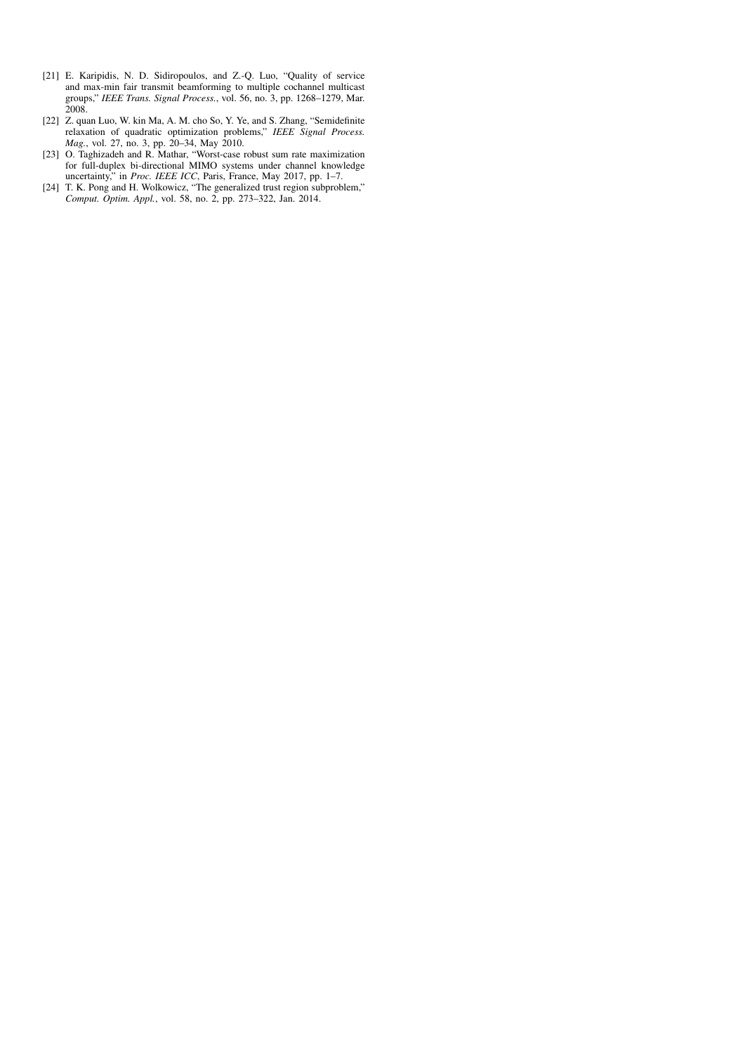[21] E. Karipidis, N. D. Sidiropoulos, and Z.-Q. Luo, "Quality of service and max-min fair transmit beamforming to multiple cochannel multicast groups," *IEEE Trans. Signal Process.*, vol. 56, no. 3, pp. 1268–1279, Mar. 2008.

[22] Z. quan Luo, W. kin Ma, A. M. cho So, Y. Ye, and S. Zhang, "Semidefinite relaxation of quadratic optimization problems," *IEEE Signal Process. Mag.*, vol. 27, no. 3, pp. 20–34, May 2010.

[23] O. Taghizadeh and R. Mathar, "Worst-case robust sum rate maximization for full-duplex bi-directional MIMO systems under channel knowledge uncertainty," in *Proc. IEEE ICC*, Paris, France, May 2017, pp. 1–7.

[24] T. K. Pong and H. Wolkowicz, "The generalized trust region subproblem," *Comput. Optim. Appl.*, vol. 58, no. 2, pp. 273–322, Jan. 2014.